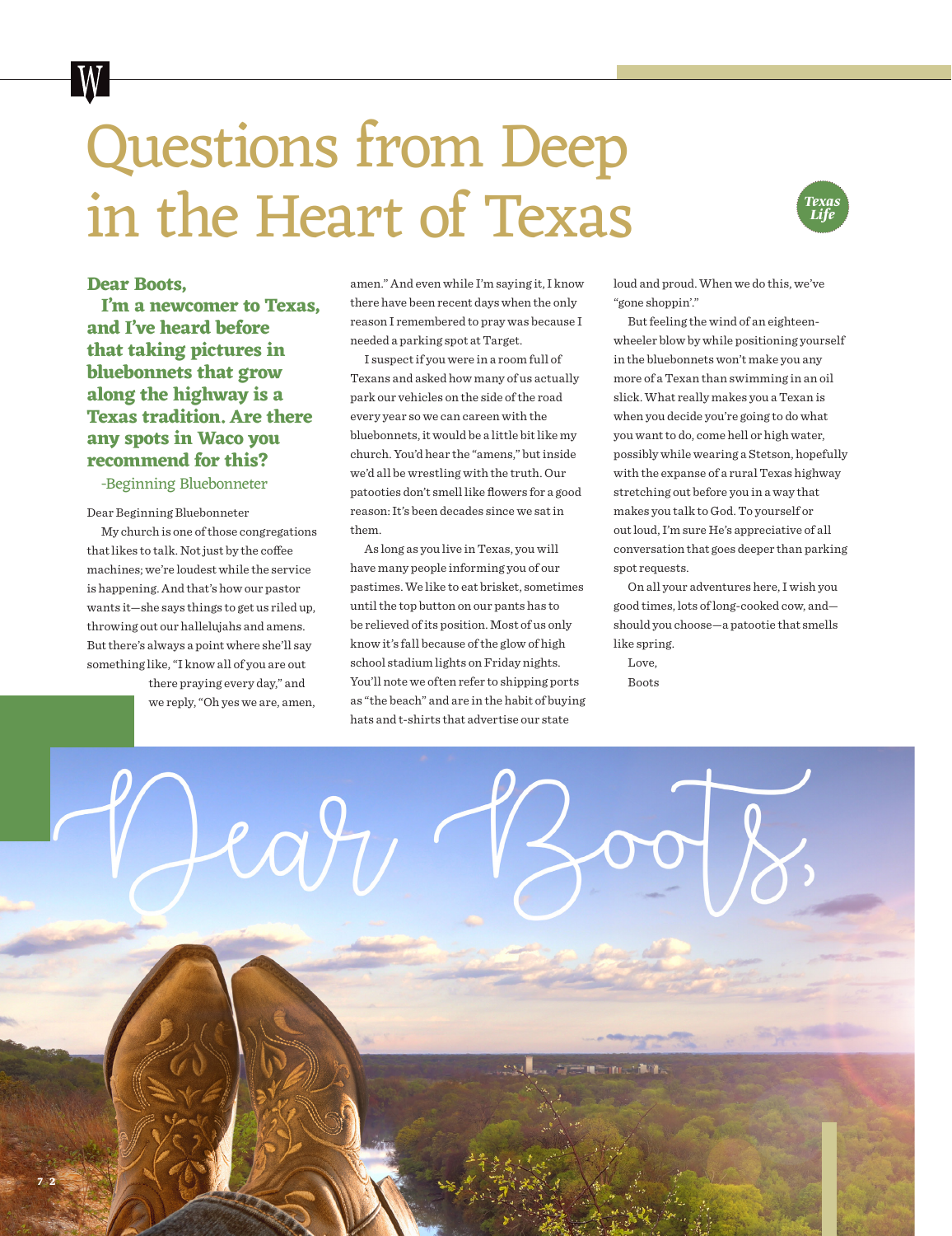# Questions from Deep in the Heart of Texas

Texas Life

**Dear Boots,**

**I'm a newcomer to Texas, and I've heard before that taking pictures in bluebonnets that grow along the highway is a Texas tradition. Are there any spots in Waco you recommend for this?**

-Beginning Bluebonneter

Dear Beginning Bluebonneter

My church is one of those congregations that likes to talk. Not just by the coffee machines; we're loudest while the service is happening. And that's how our pastor wants it—she says things to get us riled up, throwing out our hallelujahs and amens. But there's always a point where she'll say something like, "I know all of you are out there praying every day," and we reply, "Oh yes we are, amen, amen." And even while I'm saying it, I know there have been recent days when the only reason I remembered to pray was because I needed a parking spot at Target.

I suspect if you were in a room full of Texans and asked how many of us actually park our vehicles on the side of the road every year so we can careen with the bluebonnets, it would be a little bit like my church. You'd hear the "amens," but inside we'd all be wrestling with the truth. Our patooties don't smell like flowers for a good reason: It's been decades since we sat in them.

As long as you live in Texas, you will have many people informing you of our pastimes. We like to eat brisket, sometimes until the top button on our pants has to be relieved of its position. Most of us only know it's fall because of the glow of high school stadium lights on Friday nights. You'll note we often refer to shipping ports as "the beach" and are in the habit of buying hats and t-shirts that advertise our state loud and proud. When we do this, we've "gone shoppin'."

But feeling the wind of an eighteen-wheeler blow by while positioning yourself in the bluebonnets won't make you any more of a Texan than swimming in an oil slick. What really makes you a Texan is when you decide you're going to do what you want to do, come hell or high water, possibly while wearing a Stetson, hopefully with the expanse of a rural Texas highway stretching out before you in a way that makes you talk to God. To yourself or out loud, I'm sure He's appreciative of all conversation that goes deeper than parking spot requests.

On all your adventures here, I wish you good times, lots of long-cooked cow, and—should you choose—a patootie that smells like spring.

Love,

Boots

Dear Boots,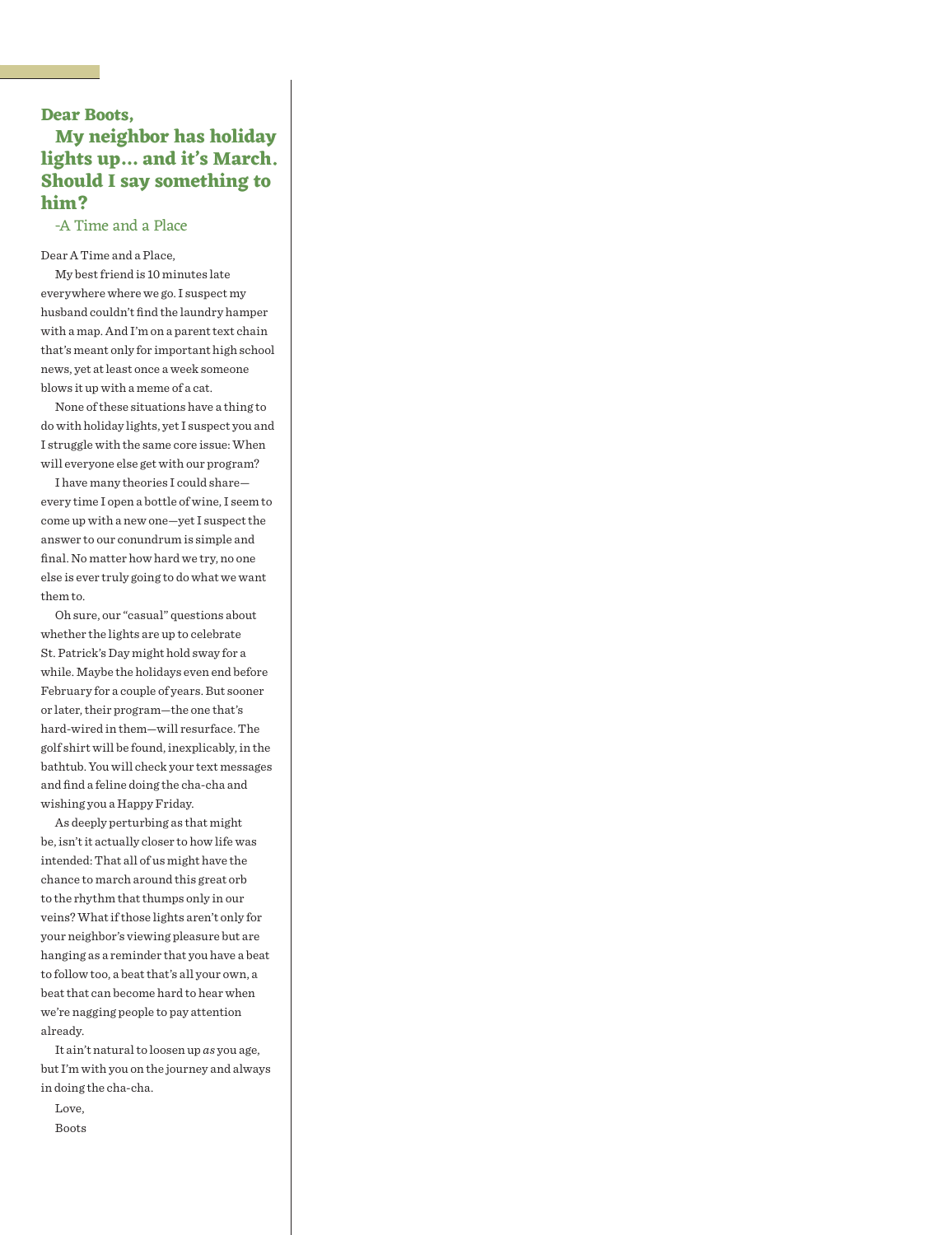**Dear Boots,**

**My neighbor has holiday lights up... and it's March. Should I say something to him?**

-A Time and a Place

Dear A Time and a Place,

My best friend is 10 minutes late everywhere where we go. I suspect my husband couldn't find the laundry hamper with a map. And I'm on a parent text chain that's meant only for important high school news, yet at least once a week someone blows it up with a meme of a cat.

None of these situations have a thing to do with holiday lights, yet I suspect you and I struggle with the same core issue: When will everyone else get with our program?

I have many theories I could share—every time I open a bottle of wine, I seem to come up with a new one—yet I suspect the answer to our conundrum is simple and final. No matter how hard we try, no one else is ever truly going to do what we want them to.

Oh sure, our "casual" questions about whether the lights are up to celebrate St. Patrick's Day might hold sway for a while. Maybe the holidays even end before February for a couple of years. But sooner or later, their program—the one that's hard-wired in them—will resurface. The golf shirt will be found, inexplicably, in the bathtub. You will check your text messages and find a feline doing the cha-cha and wishing you a Happy Friday.

As deeply perturbing as that might be, isn't it actually closer to how life was intended: That all of us might have the chance to march around this great orb to the rhythm that thumps only in our veins? What if those lights aren't only for your neighbor's viewing pleasure but are hanging as a reminder that you have a beat to follow too, a beat that's all your own, a beat that can become hard to hear when we're nagging people to pay attention already.

It ain't natural to loosen up *as* you age, but I'm with you on the journey and always in doing the cha-cha.

Love,

Boots